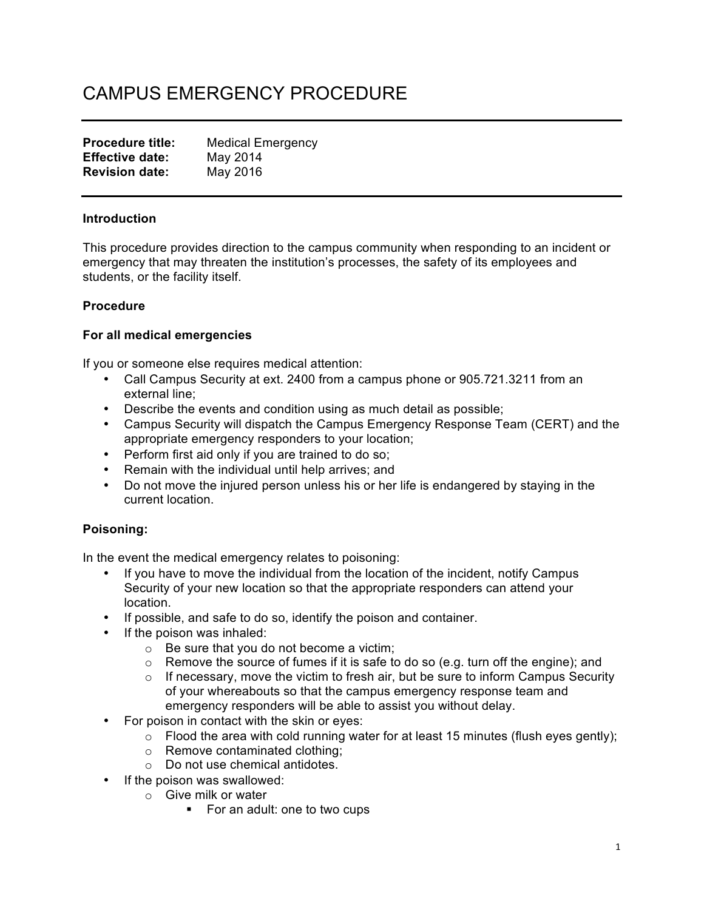# CAMPUS EMERGENCY PROCEDURE

**Procedure title:** Medical Emergency
**Effective date:** May 2014
**Revision date:** May 2016

**Introduction**

This procedure provides direction to the campus community when responding to an incident or emergency that may threaten the institution's processes, the safety of its employees and students, or the facility itself.

**Procedure**

**For all medical emergencies**

If you or someone else requires medical attention:

- Call Campus Security at ext. 2400 from a campus phone or 905.721.3211 from an external line;
- Describe the events and condition using as much detail as possible;
- Campus Security will dispatch the Campus Emergency Response Team (CERT) and the appropriate emergency responders to your location;
- Perform first aid only if you are trained to do so;
- Remain with the individual until help arrives; and
- Do not move the injured person unless his or her life is endangered by staying in the current location.

**Poisoning:**

In the event the medical emergency relates to poisoning:

- If you have to move the individual from the location of the incident, notify Campus Security of your new location so that the appropriate responders can attend your location.
- If possible, and safe to do so, identify the poison and container.
- If the poison was inhaled:
  - Be sure that you do not become a victim;
  - Remove the source of fumes if it is safe to do so (e.g. turn off the engine); and
  - If necessary, move the victim to fresh air, but be sure to inform Campus Security of your whereabouts so that the campus emergency response team and emergency responders will be able to assist you without delay.
- For poison in contact with the skin or eyes:
  - Flood the area with cold running water for at least 15 minutes (flush eyes gently);
  - Remove contaminated clothing;
  - Do not use chemical antidotes.
- If the poison was swallowed:
  - Give milk or water
    - For an adult: one to two cups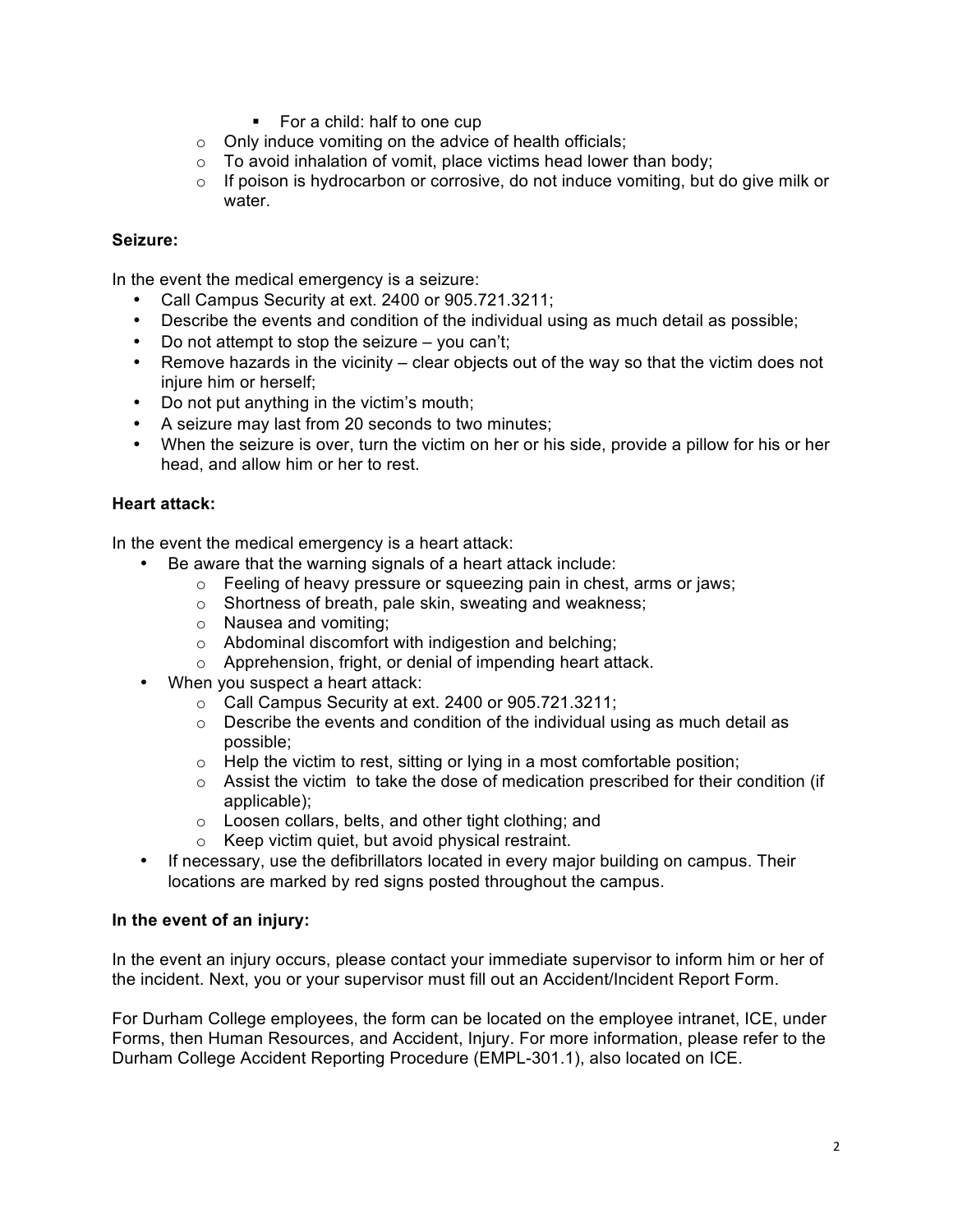- For a child: half to one cup
  - Only induce vomiting on the advice of health officials;
  - To avoid inhalation of vomit, place victims head lower than body;
  - If poison is hydrocarbon or corrosive, do not induce vomiting, but do give milk or water.

**Seizure:**

In the event the medical emergency is a seizure:

- Call Campus Security at ext. 2400 or 905.721.3211;
- Describe the events and condition of the individual using as much detail as possible;
- Do not attempt to stop the seizure – you can't;
- Remove hazards in the vicinity – clear objects out of the way so that the victim does not injure him or herself;
- Do not put anything in the victim's mouth;
- A seizure may last from 20 seconds to two minutes;
- When the seizure is over, turn the victim on her or his side, provide a pillow for his or her head, and allow him or her to rest.

**Heart attack:**

In the event the medical emergency is a heart attack:

- Be aware that the warning signals of a heart attack include:
  - Feeling of heavy pressure or squeezing pain in chest, arms or jaws;
  - Shortness of breath, pale skin, sweating and weakness;
  - Nausea and vomiting;
  - Abdominal discomfort with indigestion and belching;
  - Apprehension, fright, or denial of impending heart attack.
- When you suspect a heart attack:
  - Call Campus Security at ext. 2400 or 905.721.3211;
  - Describe the events and condition of the individual using as much detail as possible;
  - Help the victim to rest, sitting or lying in a most comfortable position;
  - Assist the victim to take the dose of medication prescribed for their condition (if applicable);
  - Loosen collars, belts, and other tight clothing; and
  - Keep victim quiet, but avoid physical restraint.
- If necessary, use the defibrillators located in every major building on campus. Their locations are marked by red signs posted throughout the campus.

**In the event of an injury:**

In the event an injury occurs, please contact your immediate supervisor to inform him or her of the incident. Next, you or your supervisor must fill out an Accident/Incident Report Form.

For Durham College employees, the form can be located on the employee intranet, ICE, under Forms, then Human Resources, and Accident, Injury. For more information, please refer to the Durham College Accident Reporting Procedure (EMPL-301.1), also located on ICE.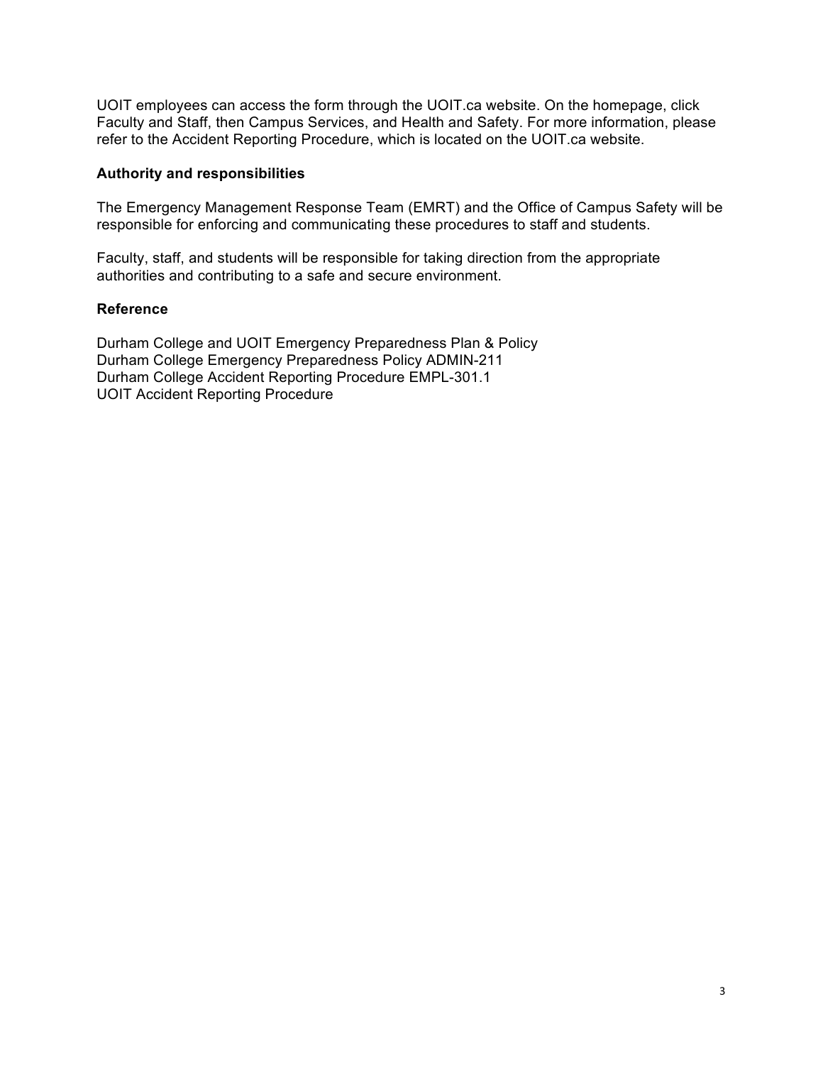UOIT employees can access the form through the UOIT.ca website. On the homepage, click Faculty and Staff, then Campus Services, and Health and Safety. For more information, please refer to the Accident Reporting Procedure, which is located on the UOIT.ca website.

**Authority and responsibilities**

The Emergency Management Response Team (EMRT) and the Office of Campus Safety will be responsible for enforcing and communicating these procedures to staff and students.

Faculty, staff, and students will be responsible for taking direction from the appropriate authorities and contributing to a safe and secure environment.

**Reference**

Durham College and UOIT Emergency Preparedness Plan & Policy
Durham College Emergency Preparedness Policy ADMIN-211
Durham College Accident Reporting Procedure EMPL-301.1
UOIT Accident Reporting Procedure